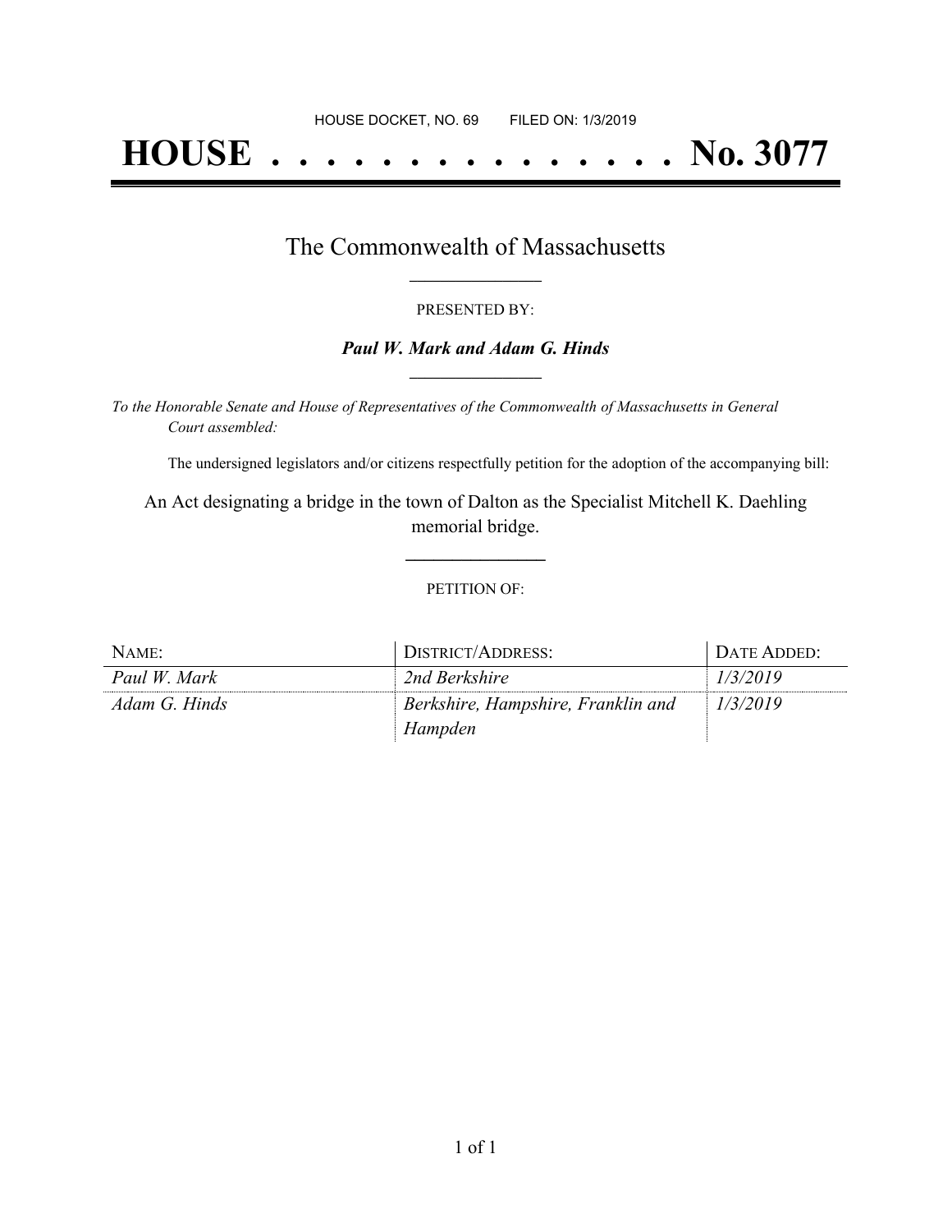HOUSE DOCKET, NO. 69        FILED ON: 1/3/2019

# HOUSE . . . . . . . . . . . . . . . No. 3077

## The Commonwealth of Massachusetts

PRESENTED BY:

***Paul W. Mark and Adam G. Hinds***

*To the Honorable Senate and House of Representatives of the Commonwealth of Massachusetts in General Court assembled:*

The undersigned legislators and/or citizens respectfully petition for the adoption of the accompanying bill:

An Act designating a bridge in the town of Dalton as the Specialist Mitchell K. Daehling memorial bridge.

PETITION OF:

| NAME: | DISTRICT/ADDRESS: | DATE ADDED: |
|---|---|---|
| *Paul W. Mark* | *2nd Berkshire* | *1/3/2019* |
| *Adam G. Hinds* | *Berkshire, Hampshire, Franklin and Hampden* | *1/3/2019* |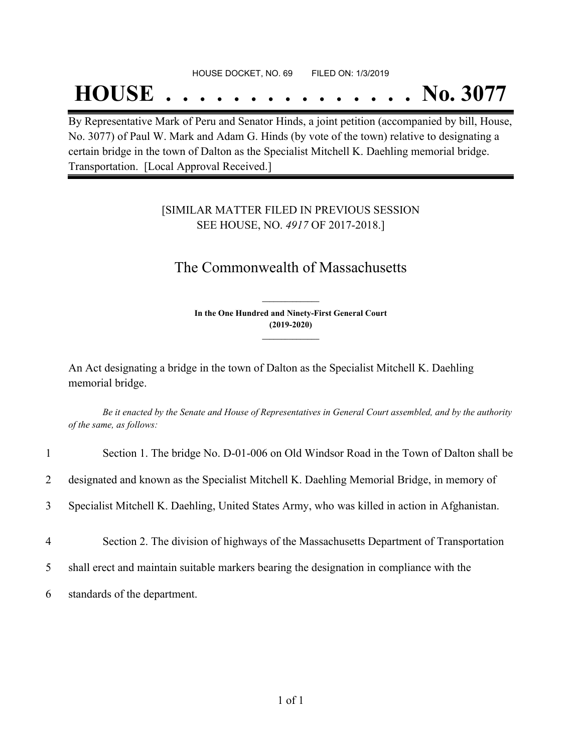HOUSE DOCKET, NO. 69 FILED ON: 1/3/2019

# HOUSE . . . . . . . . . . . . . . . No. 3077

By Representative Mark of Peru and Senator Hinds, a joint petition (accompanied by bill, House, No. 3077) of Paul W. Mark and Adam G. Hinds (by vote of the town) relative to designating a certain bridge in the town of Dalton as the Specialist Mitchell K. Daehling memorial bridge. Transportation. [Local Approval Received.]

[SIMILAR MATTER FILED IN PREVIOUS SESSION SEE HOUSE, NO. *4917* OF 2017-2018.]

## The Commonwealth of Massachusetts

**In the One Hundred and Ninety-First General Court (2019-2020)**

An Act designating a bridge in the town of Dalton as the Specialist Mitchell K. Daehling memorial bridge.

*Be it enacted by the Senate and House of Representatives in General Court assembled, and by the authority of the same, as follows:*

1 Section 1. The bridge No. D-01-006 on Old Windsor Road in the Town of Dalton shall be
2 designated and known as the Specialist Mitchell K. Daehling Memorial Bridge, in memory of
3 Specialist Mitchell K. Daehling, United States Army, who was killed in action in Afghanistan.

4 Section 2. The division of highways of the Massachusetts Department of Transportation
5 shall erect and maintain suitable markers bearing the designation in compliance with the
6 standards of the department.